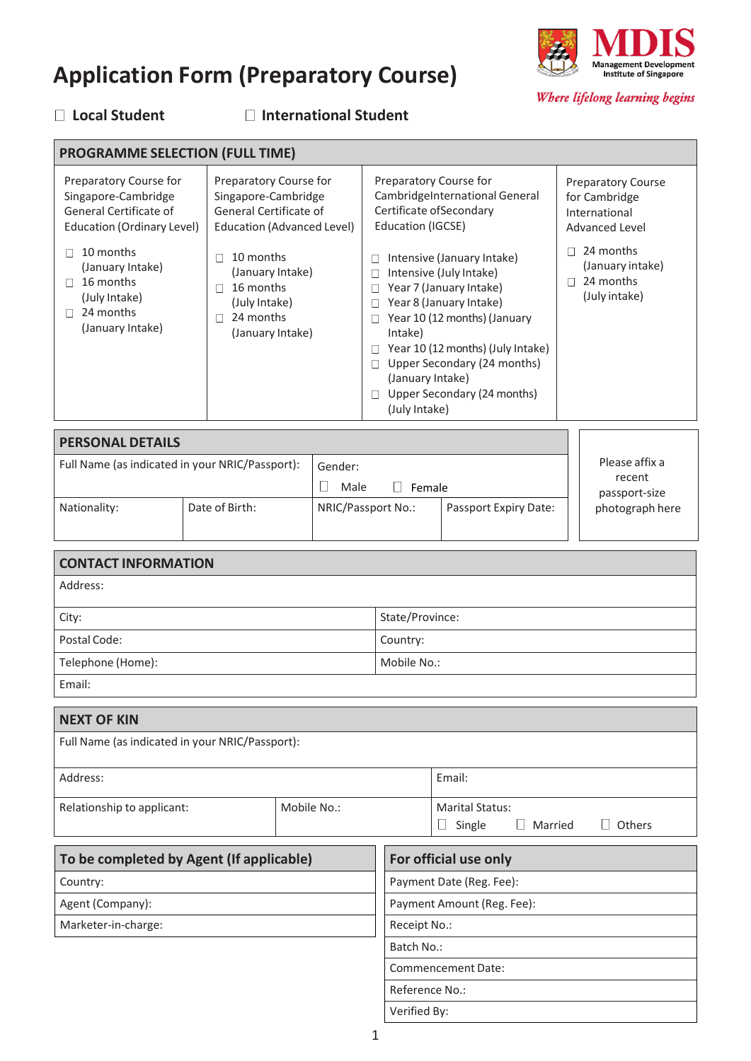# Application Form (Preparatory Course)

**MDIS** Management Development Institute of Singapore

*Where lifelong learning begins*

☐ **Local Student** ☐ **International Student**

## PROGRAMME SELECTION (FULL TIME)

| Preparatory Course for Singapore-Cambridge General Certificate of Education (Ordinary Level) | Preparatory Course for Singapore-Cambridge General Certificate of Education (Advanced Level) | Preparatory Course for CambridgeInternational General Certificate ofSecondary Education (IGCSE) | Preparatory Course for Cambridge International Advanced Level |
|---|---|---|---|
| ☐ 10 months (January Intake)<br>☐ 16 months (July Intake)<br>☐ 24 months (January Intake) | ☐ 10 months (January Intake)<br>☐ 16 months (July Intake)<br>☐ 24 months (January Intake) | ☐ Intensive (January Intake)<br>☐ Intensive (July Intake)<br>☐ Year 7 (January Intake)<br>☐ Year 8 (January Intake)<br>☐ Year 10 (12 months) (January Intake)<br>☐ Year 10 (12 months) (July Intake)<br>☐ Upper Secondary (24 months) (January Intake)<br>☐ Upper Secondary (24 months) (July Intake) | ☐ 24 months (January intake)<br>☐ 24 months (July intake) |

## PERSONAL DETAILS

| Full Name (as indicated in your NRIC/Passport): | | Gender: ☐ Male ☐ Female | |
|---|---|---|---|
| Nationality: | Date of Birth: | NRIC/Passport No.: | Passport Expiry Date: |

Please affix a recent passport-size photograph here

## CONTACT INFORMATION

| Address: | |
|---|---|
| City: | State/Province: |
| Postal Code: | Country: |
| Telephone (Home): | Mobile No.: |
| Email: | |

## NEXT OF KIN

| Full Name (as indicated in your NRIC/Passport): | | |
|---|---|---|
| Address: | | Email: |
| Relationship to applicant: | Mobile No.: | Marital Status: ☐ Single ☐ Married ☐ Others |

## To be completed by Agent (If applicable)

| Country: |
|---|
| Agent (Company): |
| Marketer-in-charge: |

## For official use only

| Payment Date (Reg. Fee): |
|---|
| Payment Amount (Reg. Fee): |
| Receipt No.: |
| Batch No.: |
| Commencement Date: |
| Reference No.: |
| Verified By: |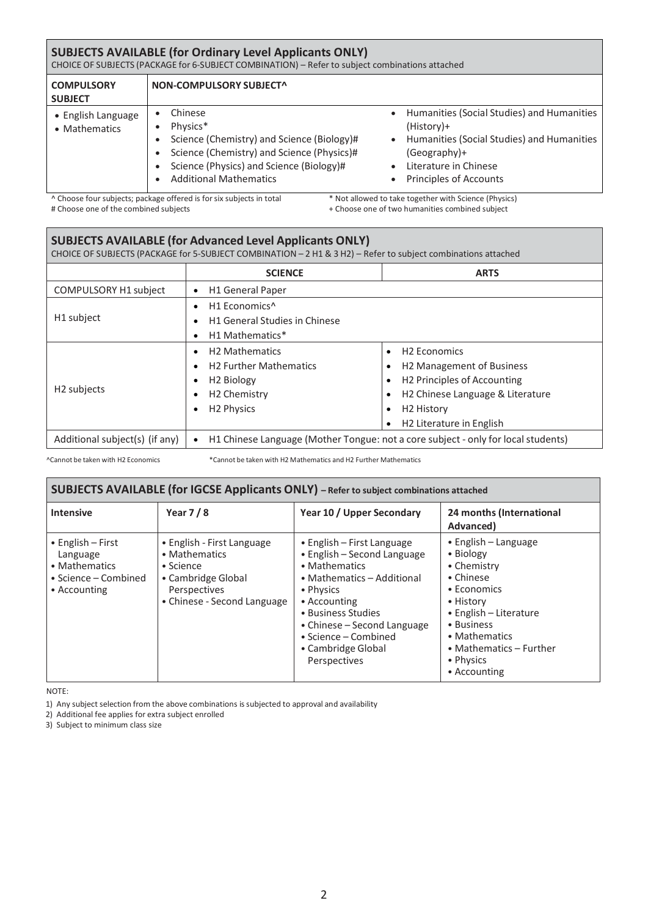## SUBJECTS AVAILABLE (for Ordinary Level Applicants ONLY)

CHOICE OF SUBJECTS (PACKAGE for 6-SUBJECT COMBINATION) – Refer to subject combinations attached

| COMPULSORY SUBJECT | NON-COMPULSORY SUBJECT^ | |
|---|---|---|
| • English Language<br>• Mathematics | • Chinese<br>• Physics*<br>• Science (Chemistry) and Science (Biology)#<br>• Science (Chemistry) and Science (Physics)#<br>• Science (Physics) and Science (Biology)#<br>• Additional Mathematics | • Humanities (Social Studies) and Humanities (History)+<br>• Humanities (Social Studies) and Humanities (Geography)+<br>• Literature in Chinese<br>• Principles of Accounts |

^ Choose four subjects; package offered is for six subjects in total
# Choose one of the combined subjects
* Not allowed to take together with Science (Physics)
+ Choose one of two humanities combined subject

## SUBJECTS AVAILABLE (for Advanced Level Applicants ONLY)

CHOICE OF SUBJECTS (PACKAGE for 5-SUBJECT COMBINATION – 2 H1 & 3 H2) – Refer to subject combinations attached

| | SCIENCE | ARTS |
|---|---|---|
| COMPULSORY H1 subject | • H1 General Paper | |
| H1 subject | • H1 Economics^<br>• H1 General Studies in Chinese<br>• H1 Mathematics* | |
| H2 subjects | • H2 Mathematics<br>• H2 Further Mathematics<br>• H2 Biology<br>• H2 Chemistry<br>• H2 Physics | • H2 Economics<br>• H2 Management of Business<br>• H2 Principles of Accounting<br>• H2 Chinese Language & Literature<br>• H2 History<br>• H2 Literature in English |
| Additional subject(s) (if any) | • H1 Chinese Language (Mother Tongue: not a core subject - only for local students) | |

^Cannot be taken with H2 Economics
*Cannot be taken with H2 Mathematics and H2 Further Mathematics

## SUBJECTS AVAILABLE (for IGCSE Applicants ONLY) – Refer to subject combinations attached

| Intensive | Year 7 / 8 | Year 10 / Upper Secondary | 24 months (International Advanced) |
|---|---|---|---|
| • English – First Language<br>• Mathematics<br>• Science – Combined<br>• Accounting | • English - First Language<br>• Mathematics<br>• Science<br>• Cambridge Global Perspectives<br>• Chinese - Second Language | • English – First Language<br>• English – Second Language<br>• Mathematics<br>• Mathematics – Additional<br>• Physics<br>• Accounting<br>• Business Studies<br>• Chinese – Second Language<br>• Science – Combined<br>• Cambridge Global Perspectives | • English – Language<br>• Biology<br>• Chemistry<br>• Chinese<br>• Economics<br>• History<br>• English – Literature<br>• Business<br>• Mathematics<br>• Mathematics – Further<br>• Physics<br>• Accounting |

NOTE:

1) Any subject selection from the above combinations is subjected to approval and availability
2) Additional fee applies for extra subject enrolled
3) Subject to minimum class size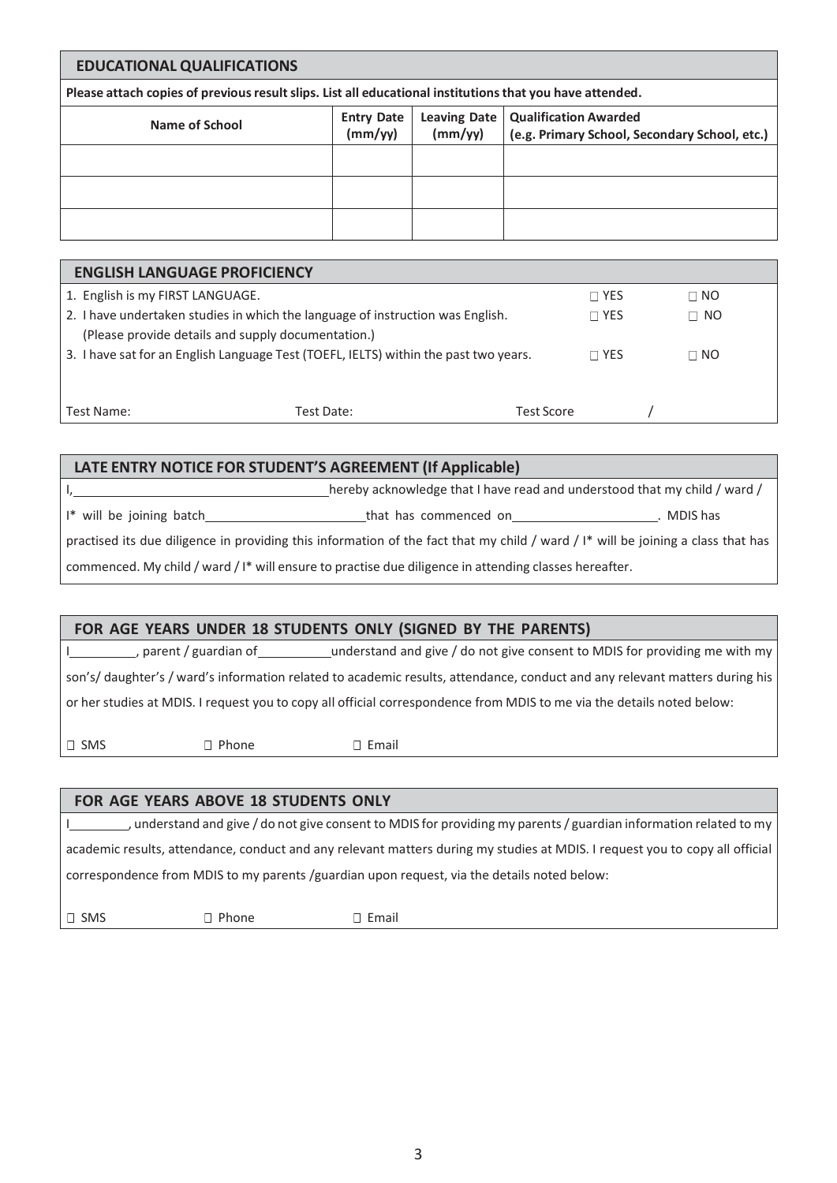## EDUCATIONAL QUALIFICATIONS

**Please attach copies of previous result slips. List all educational institutions that you have attended.**

| Name of School | Entry Date (mm/yy) | Leaving Date (mm/yy) | Qualification Awarded (e.g. Primary School, Secondary School, etc.) |
|---|---|---|---|
| | | | |
| | | | |
| | | | |

## ENGLISH LANGUAGE PROFICIENCY

| | | |
|---|---|---|
| 1. English is my FIRST LANGUAGE. | ☐ YES | ☐ NO |
| 2. I have undertaken studies in which the language of instruction was English. (Please provide details and supply documentation.) | ☐ YES | ☐ NO |
| 3. I have sat for an English Language Test (TOEFL, IELTS) within the past two years. | ☐ YES | ☐ NO |

Test Name: Test Date: Test Score /

## LATE ENTRY NOTICE FOR STUDENT'S AGREEMENT (If Applicable)

I,\_\_\_\_\_\_\_\_\_\_\_\_\_\_\_\_\_\_\_\_\_\_\_\_\_\_\_\_\_\_\_\_ hereby acknowledge that I have read and understood that my child / ward / I* will be joining batch\_\_\_\_\_\_\_\_\_\_\_\_\_\_\_\_\_\_\_\_ that has commenced on\_\_\_\_\_\_\_\_\_\_\_\_\_\_\_\_\_\_\_\_. MDIS has practised its due diligence in providing this information of the fact that my child / ward / I* will be joining a class that has commenced. My child / ward / I* will ensure to practise due diligence in attending classes hereafter.

## FOR AGE YEARS UNDER 18 STUDENTS ONLY (SIGNED BY THE PARENTS)

I\_\_\_\_\_\_\_\_\_, parent / guardian of\_\_\_\_\_\_\_\_\_\_ understand and give / do not give consent to MDIS for providing me with my son's/ daughter's / ward's information related to academic results, attendance, conduct and any relevant matters during his or her studies at MDIS. I request you to copy all official correspondence from MDIS to me via the details noted below:

☐ SMS ☐ Phone ☐ Email

## FOR AGE YEARS ABOVE 18 STUDENTS ONLY

I\_\_\_\_\_\_\_\_\_, understand and give / do not give consent to MDIS for providing my parents / guardian information related to my academic results, attendance, conduct and any relevant matters during my studies at MDIS. I request you to copy all official correspondence from MDIS to my parents /guardian upon request, via the details noted below:

☐ SMS ☐ Phone ☐ Email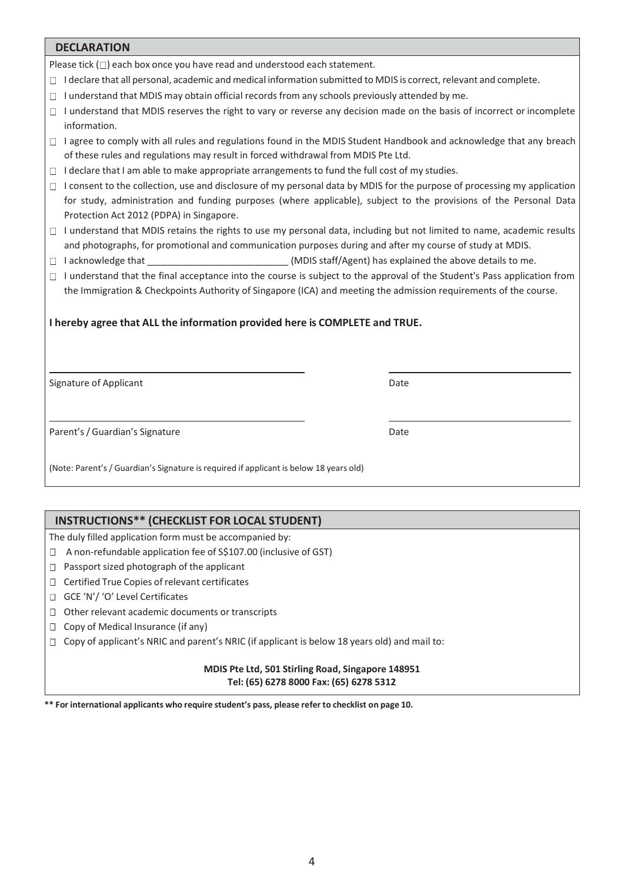## DECLARATION

Please tick (☐) each box once you have read and understood each statement.

- ☐ I declare that all personal, academic and medical information submitted to MDIS is correct, relevant and complete.
- ☐ I understand that MDIS may obtain official records from any schools previously attended by me.
- ☐ I understand that MDIS reserves the right to vary or reverse any decision made on the basis of incorrect or incomplete information.
- ☐ I agree to comply with all rules and regulations found in the MDIS Student Handbook and acknowledge that any breach of these rules and regulations may result in forced withdrawal from MDIS Pte Ltd.
- ☐ I declare that I am able to make appropriate arrangements to fund the full cost of my studies.
- ☐ I consent to the collection, use and disclosure of my personal data by MDIS for the purpose of processing my application for study, administration and funding purposes (where applicable), subject to the provisions of the Personal Data Protection Act 2012 (PDPA) in Singapore.
- ☐ I understand that MDIS retains the rights to use my personal data, including but not limited to name, academic results and photographs, for promotional and communication purposes during and after my course of study at MDIS.
- ☐ I acknowledge that ___________________________ (MDIS staff/Agent) has explained the above details to me.
- ☐ I understand that the final acceptance into the course is subject to the approval of the Student's Pass application from the Immigration & Checkpoints Authority of Singapore (ICA) and meeting the admission requirements of the course.

**I hereby agree that ALL the information provided here is COMPLETE and TRUE.**

_______________________________ _______________________

Signature of Applicant Date

_______________________________ _______________________

Parent's / Guardian's Signature Date

(Note: Parent's / Guardian's Signature is required if applicant is below 18 years old)

## INSTRUCTIONS** (CHECKLIST FOR LOCAL STUDENT)

The duly filled application form must be accompanied by:

- ☐ A non-refundable application fee of S$107.00 (inclusive of GST)
- ☐ Passport sized photograph of the applicant
- ☐ Certified True Copies of relevant certificates
- ☐ GCE 'N'/ 'O' Level Certificates
- ☐ Other relevant academic documents or transcripts
- ☐ Copy of Medical Insurance (if any)
- ☐ Copy of applicant's NRIC and parent's NRIC (if applicant is below 18 years old) and mail to:

**MDIS Pte Ltd, 501 Stirling Road, Singapore 148951**
**Tel: (65) 6278 8000 Fax: (65) 6278 5312**

**** For international applicants who require student's pass, please refer to checklist on page 10.**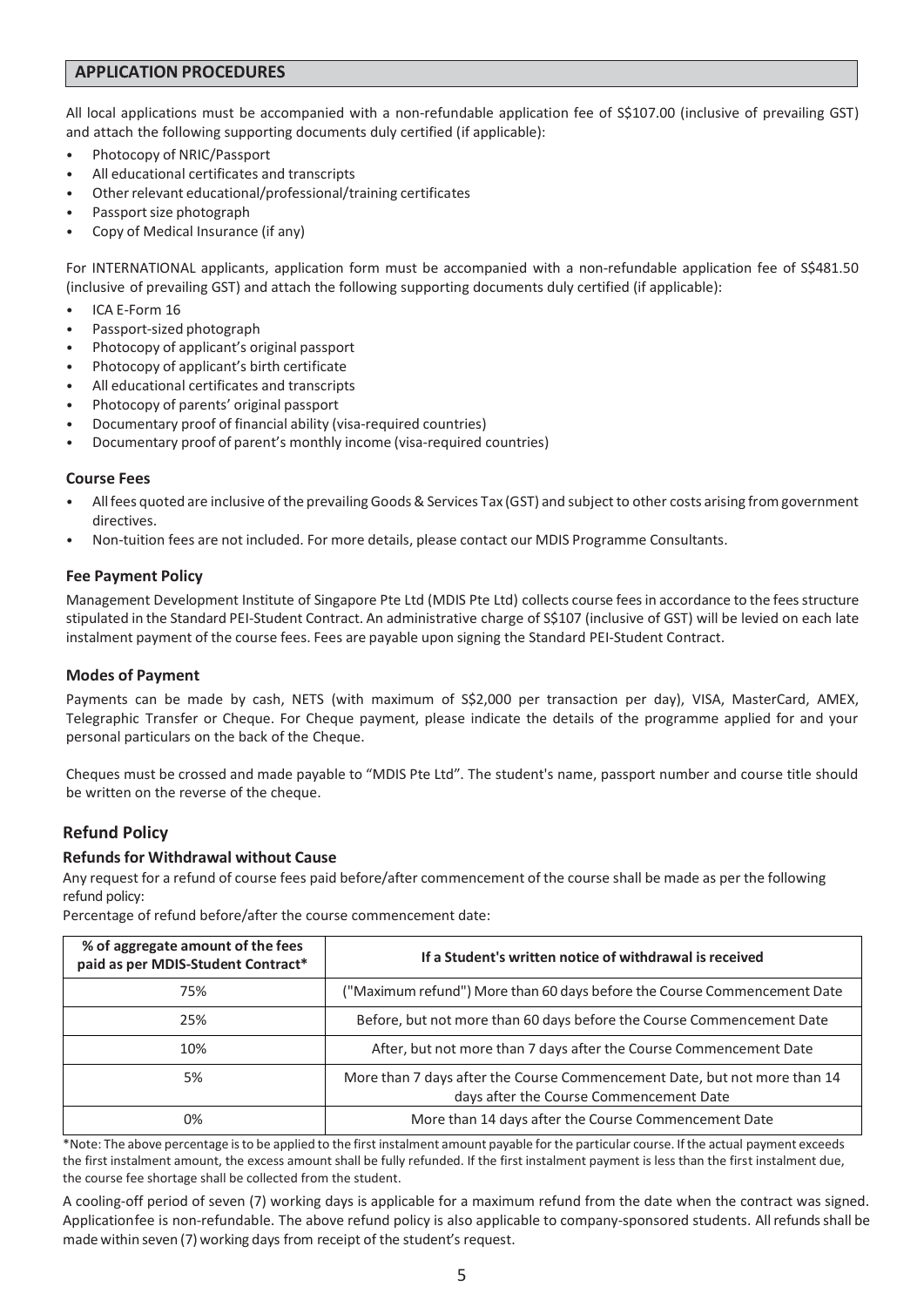## APPLICATION PROCEDURES

All local applications must be accompanied with a non-refundable application fee of S$107.00 (inclusive of prevailing GST) and attach the following supporting documents duly certified (if applicable):

- Photocopy of NRIC/Passport
- All educational certificates and transcripts
- Other relevant educational/professional/training certificates
- Passport size photograph
- Copy of Medical Insurance (if any)

For INTERNATIONAL applicants, application form must be accompanied with a non-refundable application fee of S$481.50 (inclusive of prevailing GST) and attach the following supporting documents duly certified (if applicable):

- ICA E-Form 16
- Passport-sized photograph
- Photocopy of applicant's original passport
- Photocopy of applicant's birth certificate
- All educational certificates and transcripts
- Photocopy of parents' original passport
- Documentary proof of financial ability (visa-required countries)
- Documentary proof of parent's monthly income (visa-required countries)

### Course Fees

- All fees quoted are inclusive of the prevailing Goods & Services Tax (GST) and subject to other costs arising from government directives.
- Non-tuition fees are not included. For more details, please contact our MDIS Programme Consultants.

### Fee Payment Policy

Management Development Institute of Singapore Pte Ltd (MDIS Pte Ltd) collects course fees in accordance to the fees structure stipulated in the Standard PEI-Student Contract. An administrative charge of S$107 (inclusive of GST) will be levied on each late instalment payment of the course fees. Fees are payable upon signing the Standard PEI-Student Contract.

### Modes of Payment

Payments can be made by cash, NETS (with maximum of S$2,000 per transaction per day), VISA, MasterCard, AMEX, Telegraphic Transfer or Cheque. For Cheque payment, please indicate the details of the programme applied for and your personal particulars on the back of the Cheque.

Cheques must be crossed and made payable to "MDIS Pte Ltd". The student's name, passport number and course title should be written on the reverse of the cheque.

## Refund Policy

### Refunds for Withdrawal without Cause

Any request for a refund of course fees paid before/after commencement of the course shall be made as per the following refund policy:

Percentage of refund before/after the course commencement date:

| % of aggregate amount of the fees paid as per MDIS-Student Contract* | If a Student's written notice of withdrawal is received |
|---|---|
| 75% | ("Maximum refund") More than 60 days before the Course Commencement Date |
| 25% | Before, but not more than 60 days before the Course Commencement Date |
| 10% | After, but not more than 7 days after the Course Commencement Date |
| 5% | More than 7 days after the Course Commencement Date, but not more than 14 days after the Course Commencement Date |
| 0% | More than 14 days after the Course Commencement Date |

*Note: The above percentage is to be applied to the first instalment amount payable for the particular course. If the actual payment exceeds the first instalment amount, the excess amount shall be fully refunded. If the first instalment payment is less than the first instalment due, the course fee shortage shall be collected from the student.

A cooling-off period of seven (7) working days is applicable for a maximum refund from the date when the contract was signed. Applicationfee is non-refundable. The above refund policy is also applicable to company-sponsored students. All refunds shall be made within seven (7) working days from receipt of the student's request.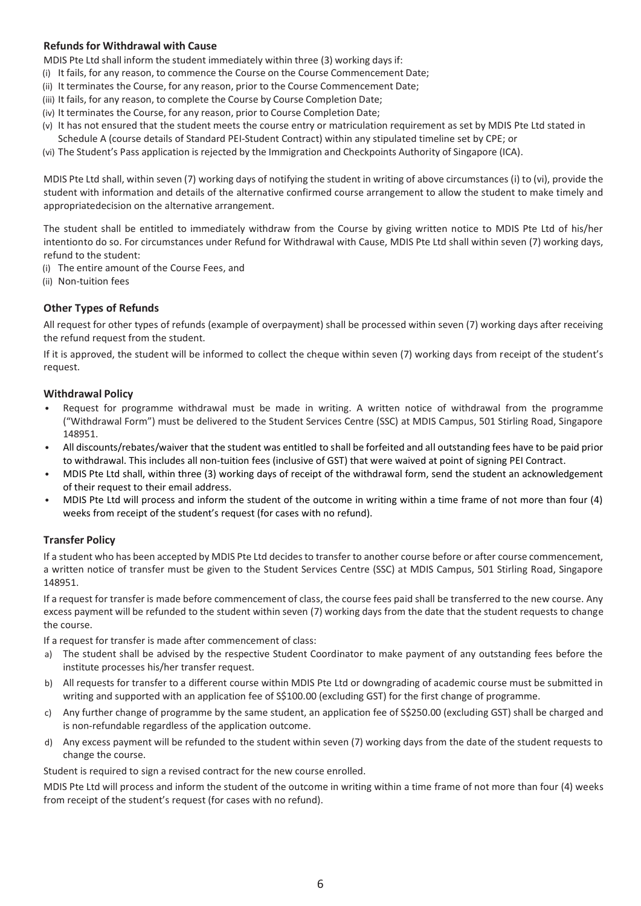### Refunds for Withdrawal with Cause

MDIS Pte Ltd shall inform the student immediately within three (3) working days if:

(i) It fails, for any reason, to commence the Course on the Course Commencement Date;
(ii) It terminates the Course, for any reason, prior to the Course Commencement Date;
(iii) It fails, for any reason, to complete the Course by Course Completion Date;
(iv) It terminates the Course, for any reason, prior to Course Completion Date;
(v) It has not ensured that the student meets the course entry or matriculation requirement as set by MDIS Pte Ltd stated in Schedule A (course details of Standard PEI-Student Contract) within any stipulated timeline set by CPE; or
(vi) The Student's Pass application is rejected by the Immigration and Checkpoints Authority of Singapore (ICA).

MDIS Pte Ltd shall, within seven (7) working days of notifying the student in writing of above circumstances (i) to (vi), provide the student with information and details of the alternative confirmed course arrangement to allow the student to make timely and appropriatedecision on the alternative arrangement.

The student shall be entitled to immediately withdraw from the Course by giving written notice to MDIS Pte Ltd of his/her intentionto do so. For circumstances under Refund for Withdrawal with Cause, MDIS Pte Ltd shall within seven (7) working days, refund to the student:

(i) The entire amount of the Course Fees, and
(ii) Non-tuition fees

### Other Types of Refunds

All request for other types of refunds (example of overpayment) shall be processed within seven (7) working days after receiving the refund request from the student.

If it is approved, the student will be informed to collect the cheque within seven (7) working days from receipt of the student's request.

### Withdrawal Policy

- Request for programme withdrawal must be made in writing. A written notice of withdrawal from the programme ("Withdrawal Form") must be delivered to the Student Services Centre (SSC) at MDIS Campus, 501 Stirling Road, Singapore 148951.
- All discounts/rebates/waiver that the student was entitled to shall be forfeited and all outstanding fees have to be paid prior to withdrawal. This includes all non-tuition fees (inclusive of GST) that were waived at point of signing PEI Contract.
- MDIS Pte Ltd shall, within three (3) working days of receipt of the withdrawal form, send the student an acknowledgement of their request to their email address.
- MDIS Pte Ltd will process and inform the student of the outcome in writing within a time frame of not more than four (4) weeks from receipt of the student's request (for cases with no refund).

### Transfer Policy

If a student who has been accepted by MDIS Pte Ltd decides to transfer to another course before or after course commencement, a written notice of transfer must be given to the Student Services Centre (SSC) at MDIS Campus, 501 Stirling Road, Singapore 148951.

If a request for transfer is made before commencement of class, the course fees paid shall be transferred to the new course. Any excess payment will be refunded to the student within seven (7) working days from the date that the student requests to change the course.

If a request for transfer is made after commencement of class:

a) The student shall be advised by the respective Student Coordinator to make payment of any outstanding fees before the institute processes his/her transfer request.
b) All requests for transfer to a different course within MDIS Pte Ltd or downgrading of academic course must be submitted in writing and supported with an application fee of S$100.00 (excluding GST) for the first change of programme.
c) Any further change of programme by the same student, an application fee of S$250.00 (excluding GST) shall be charged and is non-refundable regardless of the application outcome.
d) Any excess payment will be refunded to the student within seven (7) working days from the date of the student requests to change the course.

Student is required to sign a revised contract for the new course enrolled.

MDIS Pte Ltd will process and inform the student of the outcome in writing within a time frame of not more than four (4) weeks from receipt of the student's request (for cases with no refund).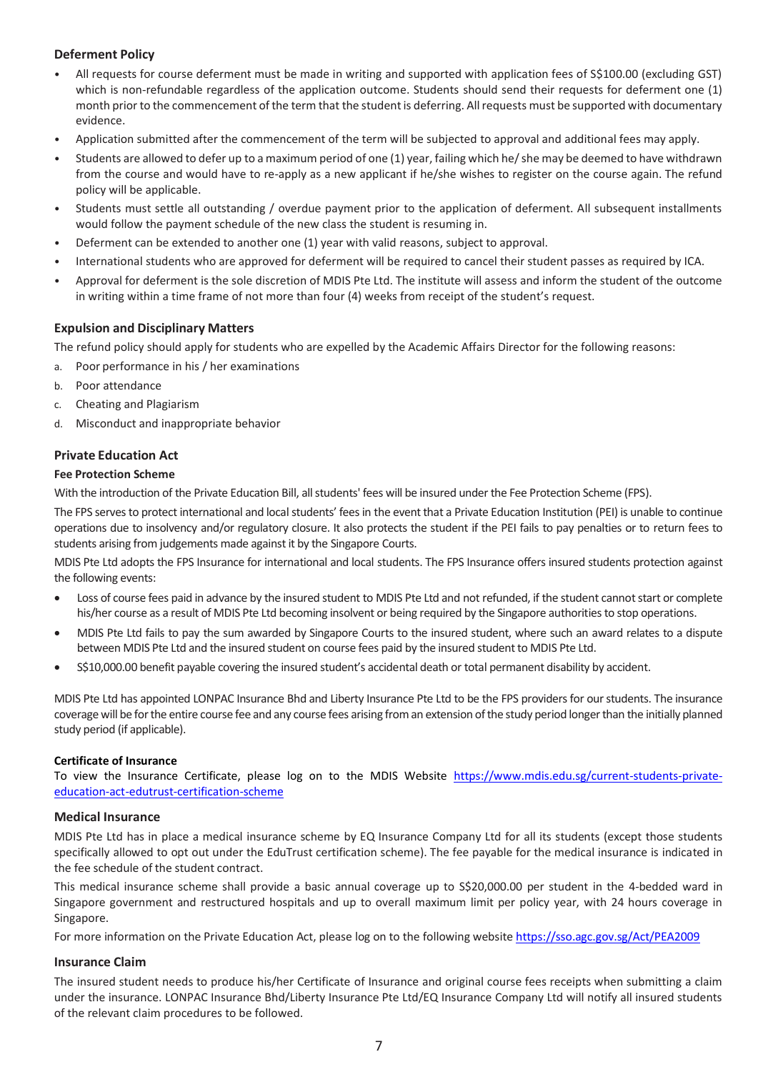## Deferment Policy

- All requests for course deferment must be made in writing and supported with application fees of S$100.00 (excluding GST) which is non-refundable regardless of the application outcome. Students should send their requests for deferment one (1) month prior to the commencement of the term that the student is deferring. All requests must be supported with documentary evidence.
- Application submitted after the commencement of the term will be subjected to approval and additional fees may apply.
- Students are allowed to defer up to a maximum period of one (1) year, failing which he/ she may be deemed to have withdrawn from the course and would have to re-apply as a new applicant if he/she wishes to register on the course again. The refund policy will be applicable.
- Students must settle all outstanding / overdue payment prior to the application of deferment. All subsequent installments would follow the payment schedule of the new class the student is resuming in.
- Deferment can be extended to another one (1) year with valid reasons, subject to approval.
- International students who are approved for deferment will be required to cancel their student passes as required by ICA.
- Approval for deferment is the sole discretion of MDIS Pte Ltd. The institute will assess and inform the student of the outcome in writing within a time frame of not more than four (4) weeks from receipt of the student's request.

## Expulsion and Disciplinary Matters

The refund policy should apply for students who are expelled by the Academic Affairs Director for the following reasons:

a. Poor performance in his / her examinations
b. Poor attendance
c. Cheating and Plagiarism
d. Misconduct and inappropriate behavior

## Private Education Act

### Fee Protection Scheme

With the introduction of the Private Education Bill, all students' fees will be insured under the Fee Protection Scheme (FPS).

The FPS serves to protect international and local students' fees in the event that a Private Education Institution (PEI) is unable to continue operations due to insolvency and/or regulatory closure. It also protects the student if the PEI fails to pay penalties or to return fees to students arising from judgements made against it by the Singapore Courts.

MDIS Pte Ltd adopts the FPS Insurance for international and local students. The FPS Insurance offers insured students protection against the following events:

- Loss of course fees paid in advance by the insured student to MDIS Pte Ltd and not refunded, if the student cannot start or complete his/her course as a result of MDIS Pte Ltd becoming insolvent or being required by the Singapore authorities to stop operations.
- MDIS Pte Ltd fails to pay the sum awarded by Singapore Courts to the insured student, where such an award relates to a dispute between MDIS Pte Ltd and the insured student on course fees paid by the insured student to MDIS Pte Ltd.
- S$10,000.00 benefit payable covering the insured student's accidental death or total permanent disability by accident.

MDIS Pte Ltd has appointed LONPAC Insurance Bhd and Liberty Insurance Pte Ltd to be the FPS providers for our students. The insurance coverage will be for the entire course fee and any course fees arising from an extension of the study period longer than the initially planned study period (if applicable).

### Certificate of Insurance

To view the Insurance Certificate, please log on to the MDIS Website https://www.mdis.edu.sg/current-students-private-education-act-edutrust-certification-scheme

## Medical Insurance

MDIS Pte Ltd has in place a medical insurance scheme by EQ Insurance Company Ltd for all its students (except those students specifically allowed to opt out under the EduTrust certification scheme). The fee payable for the medical insurance is indicated in the fee schedule of the student contract.

This medical insurance scheme shall provide a basic annual coverage up to S$20,000.00 per student in the 4-bedded ward in Singapore government and restructured hospitals and up to overall maximum limit per policy year, with 24 hours coverage in Singapore.

For more information on the Private Education Act, please log on to the following website https://sso.agc.gov.sg/Act/PEA2009

## Insurance Claim

The insured student needs to produce his/her Certificate of Insurance and original course fees receipts when submitting a claim under the insurance. LONPAC Insurance Bhd/Liberty Insurance Pte Ltd/EQ Insurance Company Ltd will notify all insured students of the relevant claim procedures to be followed.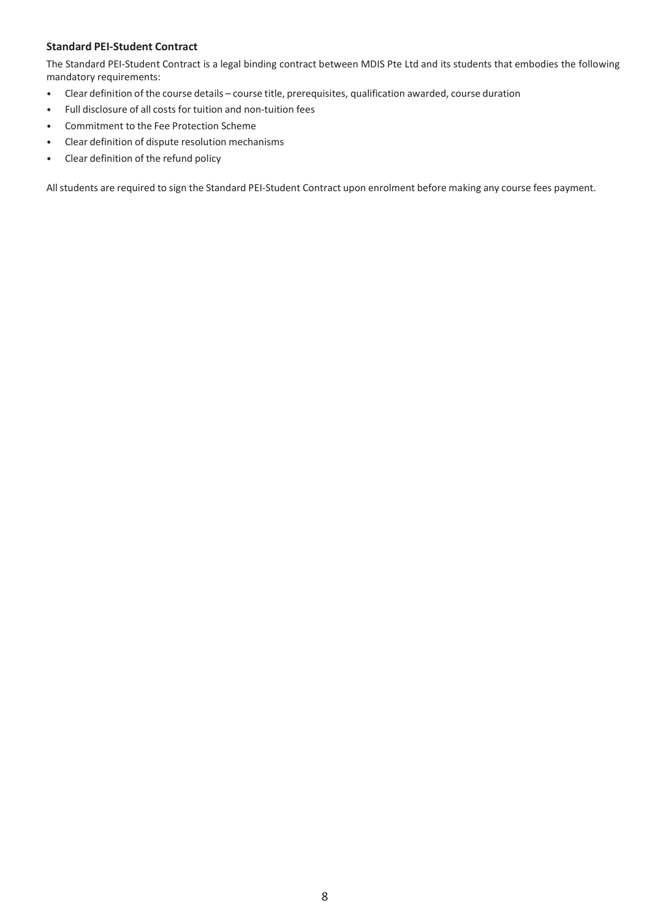**Standard PEI-Student Contract**

The Standard PEI-Student Contract is a legal binding contract between MDIS Pte Ltd and its students that embodies the following mandatory requirements:

- Clear definition of the course details – course title, prerequisites, qualification awarded, course duration
- Full disclosure of all costs for tuition and non-tuition fees
- Commitment to the Fee Protection Scheme
- Clear definition of dispute resolution mechanisms
- Clear definition of the refund policy

All students are required to sign the Standard PEI-Student Contract upon enrolment before making any course fees payment.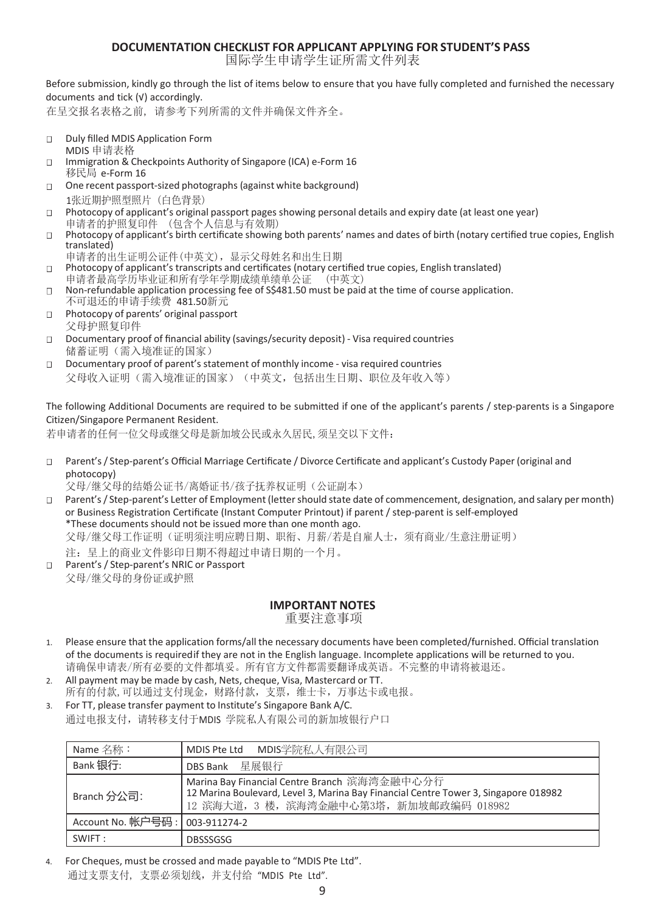## DOCUMENTATION CHECKLIST FOR APPLICANT APPLYING FOR STUDENT'S PASS
国际学生申请学生证所需文件列表

Before submission, kindly go through the list of items below to ensure that you have fully completed and furnished the necessary documents and tick (√) accordingly.
在呈交报名表格之前，请参考下列所需的文件并确保文件齐全。

- ☐ Duly filled MDIS Application Form
  MDIS 申请表格
- ☐ Immigration & Checkpoints Authority of Singapore (ICA) e-Form 16
  移民局 e-Form 16
- ☐ One recent passport-sized photographs (against white background)
  1张近期护照型照片（白色背景）
- ☐ Photocopy of applicant's original passport pages showing personal details and expiry date (at least one year)
  申请者的护照复印件 （包含个人信息与有效期）
- ☐ Photocopy of applicant's birth certificate showing both parents' names and dates of birth (notary certified true copies, English translated)
  申请者的出生证明公证件(中英文)，显示父母姓名和出生日期
- ☐ Photocopy of applicant's transcripts and certificates (notary certified true copies, English translated)
  申请者最高学历毕业证和所有学年学期成绩单绩单公证 （中英文）
- ☐ Non-refundable application processing fee of S$481.50 must be paid at the time of course application.
  不可退还的申请手续费 481.50新元
- ☐ Photocopy of parents' original passport
  父母护照复印件
- ☐ Documentary proof of financial ability (savings/security deposit) - Visa required countries
  储蓄证明（需入境准证的国家）
- ☐ Documentary proof of parent's statement of monthly income - visa required countries
  父母收入证明（需入境准证的国家）（中英文，包括出生日期、职位及年收入等）

The following Additional Documents are required to be submitted if one of the applicant's parents / step-parents is a Singapore Citizen/Singapore Permanent Resident.
若申请者的任何一位父母或继父母是新加坡公民或永久居民, 须呈交以下文件：

- ☐ Parent's / Step-parent's Official Marriage Certificate / Divorce Certificate and applicant's Custody Paper (original and photocopy)
  父母/继父母的结婚公证书/离婚证书/孩子抚养权证明（公证副本）
- ☐ Parent's / Step-parent's Letter of Employment (letter should state date of commencement, designation, and salary per month) or Business Registration Certificate (Instant Computer Printout) if parent / step-parent is self-employed
  *These documents should not be issued more than one month ago.
  父母/继父母工作证明（证明须注明应聘日期、职衔、月薪/若是自雇人士，须有商业/生意注册证明）
  注：呈上的商业文件影印日期不得超过申请日期的一个月。
- ☐ Parent's / Step-parent's NRIC or Passport
  父母/继父母的身份证或护照

## IMPORTANT NOTES
重要注意事项

1. Please ensure that the application forms/all the necessary documents have been completed/furnished. Official translation of the documents is requiredif they are not in the English language. Incomplete applications will be returned to you.
   请确保申请表/所有必要的文件都填妥。所有官方文件都需要翻译成英语。不完整的申请将被退还。
2. All payment may be made by cash, Nets, cheque, Visa, Mastercard or TT.
   所有的付款, 可以通过支付现金，财路付款，支票，维士卡，万事达卡或电报。
3. For TT, please transfer payment to Institute's Singapore Bank A/C.
   通过电报支付，请转移支付于MDIS 学院私人有限公司的新加坡银行户口

| Name 名称： | MDIS Pte Ltd MDIS学院私人有限公司 |
|---|---|
| Bank 银行: | DBS Bank 星展银行 |
| Branch 分公司: | Marina Bay Financial Centre Branch 滨海湾金融中心分行<br>12 Marina Boulevard, Level 3, Marina Bay Financial Centre Tower 3, Singapore 018982<br>12 滨海大道，3 楼，滨海湾金融中心第3塔，新加坡邮政编码 018982 |
| Account No. 帐户号码： | 003-911274-2 |
| SWIFT : | DBSSSGSG |

4. For Cheques, must be crossed and made payable to "MDIS Pte Ltd".
   通过支票支付，支票必须划线，并支付给 "MDIS Pte Ltd".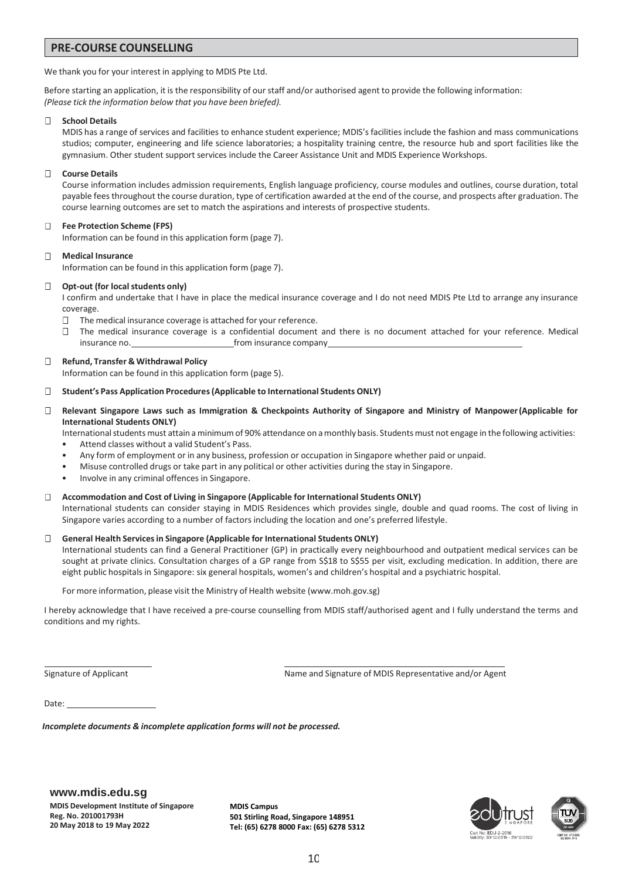## PRE-COURSE COUNSELLING

We thank you for your interest in applying to MDIS Pte Ltd.

Before starting an application, it is the responsibility of our staff and/or authorised agent to provide the following information:
*(Please tick the information below that you have been briefed).*

☐ **School Details**
MDIS has a range of services and facilities to enhance student experience; MDIS's facilities include the fashion and mass communications studios; computer, engineering and life science laboratories; a hospitality training centre, the resource hub and sport facilities like the gymnasium. Other student support services include the Career Assistance Unit and MDIS Experience Workshops.

☐ **Course Details**
Course information includes admission requirements, English language proficiency, course modules and outlines, course duration, total payable fees throughout the course duration, type of certification awarded at the end of the course, and prospects after graduation. The course learning outcomes are set to match the aspirations and interests of prospective students.

☐ **Fee Protection Scheme (FPS)**
Information can be found in this application form (page 7).

☐ **Medical Insurance**
Information can be found in this application form (page 7).

☐ **Opt-out (for local students only)**
I confirm and undertake that I have in place the medical insurance coverage and I do not need MDIS Pte Ltd to arrange any insurance coverage.

- ☐ The medical insurance coverage is attached for your reference.
- ☐ The medical insurance coverage is a confidential document and there is no document attached for your reference. Medical insurance no.\_\_\_\_\_\_\_\_\_\_\_\_\_\_\_\_\_\_\_\_ from insurance company\_\_\_\_\_\_\_\_\_\_\_\_\_\_\_\_\_\_\_\_\_\_\_\_\_\_\_\_\_\_\_\_\_\_\_\_

☐ **Refund, Transfer & Withdrawal Policy**
Information can be found in this application form (page 5).

☐ **Student's Pass Application Procedures (Applicable to International Students ONLY)**

☐ **Relevant Singapore Laws such as Immigration & Checkpoints Authority of Singapore and Ministry of Manpower (Applicable for International Students ONLY)**
International students must attain a minimum of 90% attendance on a monthly basis. Students must not engage in the following activities:

- Attend classes without a valid Student's Pass.
- Any form of employment or in any business, profession or occupation in Singapore whether paid or unpaid.
- Misuse controlled drugs or take part in any political or other activities during the stay in Singapore.
- Involve in any criminal offences in Singapore.

☐ **Accommodation and Cost of Living in Singapore (Applicable for International Students ONLY)**
International students can consider staying in MDIS Residences which provides single, double and quad rooms. The cost of living in Singapore varies according to a number of factors including the location and one's preferred lifestyle.

☐ **General Health Services in Singapore (Applicable for International Students ONLY)**
International students can find a General Practitioner (GP) in practically every neighbourhood and outpatient medical services can be sought at private clinics. Consultation charges of a GP range from S$18 to S$55 per visit, excluding medication. In addition, there are eight public hospitals in Singapore: six general hospitals, women's and children's hospital and a psychiatric hospital.

For more information, please visit the Ministry of Health website (www.moh.gov.sg)

I hereby acknowledge that I have received a pre-course counselling from MDIS staff/authorised agent and I fully understand the terms and conditions and my rights.

\_\_\_\_\_\_\_\_\_\_\_\_\_\_\_\_\_\_\_\_\_\_\_\_ \_\_\_\_\_\_\_\_\_\_\_\_\_\_\_\_\_\_\_\_\_\_\_\_\_\_\_\_\_\_\_\_\_\_\_\_\_\_\_\_
Signature of Applicant Name and Signature of MDIS Representative and/or Agent

Date: \_\_\_\_\_\_\_\_\_\_\_\_\_\_\_\_\_\_\_\_

***Incomplete documents & incomplete application forms will not be processed.***

**www.mdis.edu.sg**
**MDIS Development Institute of Singapore**
**Reg. No. 201001793H**
**20 May 2018 to 19 May 2022**

**MDIS Campus**
**501 Stirling Road, Singapore 148951**
**Tel: (65) 6278 8000 Fax: (65) 6278 5312**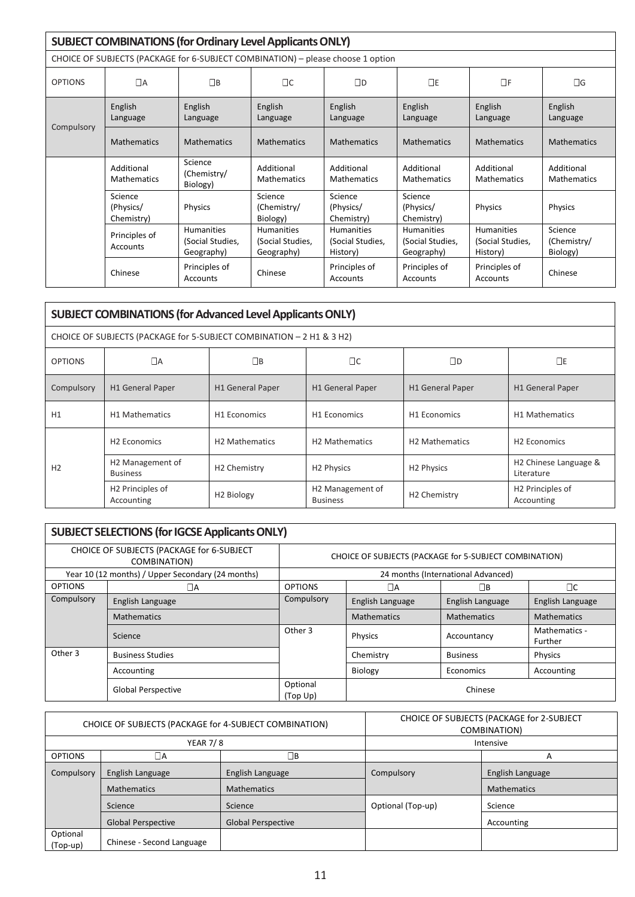## SUBJECT COMBINATIONS (for Ordinary Level Applicants ONLY)

CHOICE OF SUBJECTS (PACKAGE for 6-SUBJECT COMBINATION) – please choose 1 option

| OPTIONS | ☐A | ☐B | ☐C | ☐D | ☐E | ☐F | ☐G |
|---|---|---|---|---|---|---|---|
| Compulsory | English Language | English Language | English Language | English Language | English Language | English Language | English Language |
| | Mathematics | Mathematics | Mathematics | Mathematics | Mathematics | Mathematics | Mathematics |
| | Additional Mathematics | Science (Chemistry/ Biology) | Additional Mathematics | Additional Mathematics | Additional Mathematics | Additional Mathematics | Additional Mathematics |
| | Science (Physics/ Chemistry) | Physics | Science (Chemistry/ Biology) | Science (Physics/ Chemistry) | Science (Physics/ Chemistry) | Physics | Physics |
| | Principles of Accounts | Humanities (Social Studies, Geography) | Humanities (Social Studies, Geography) | Humanities (Social Studies, History) | Humanities (Social Studies, Geography) | Humanities (Social Studies, History) | Science (Chemistry/ Biology) |
| | Chinese | Principles of Accounts | Chinese | Principles of Accounts | Principles of Accounts | Principles of Accounts | Chinese |

## SUBJECT COMBINATIONS (for Advanced Level Applicants ONLY)

CHOICE OF SUBJECTS (PACKAGE for 5-SUBJECT COMBINATION – 2 H1 & 3 H2)

| OPTIONS | ☐A | ☐B | ☐C | ☐D | ☐E |
|---|---|---|---|---|---|
| Compulsory | H1 General Paper | H1 General Paper | H1 General Paper | H1 General Paper | H1 General Paper |
| H1 | H1 Mathematics | H1 Economics | H1 Economics | H1 Economics | H1 Mathematics |
| H2 | H2 Economics | H2 Mathematics | H2 Mathematics | H2 Mathematics | H2 Economics |
| | H2 Management of Business | H2 Chemistry | H2 Physics | H2 Physics | H2 Chinese Language & Literature |
| | H2 Principles of Accounting | H2 Biology | H2 Management of Business | H2 Chemistry | H2 Principles of Accounting |

## SUBJECT SELECTIONS (for IGCSE Applicants ONLY)

| CHOICE OF SUBJECTS (PACKAGE for 6-SUBJECT COMBINATION) | | CHOICE OF SUBJECTS (PACKAGE for 5-SUBJECT COMBINATION) | | | |
|---|---|---|---|---|---|
| Year 10 (12 months) / Upper Secondary (24 months) | | 24 months (International Advanced) | | | |
| OPTIONS | ☐A | OPTIONS | ☐A | ☐B | ☐C |
| Compulsory | English Language | Compulsory | English Language | English Language | English Language |
| | Mathematics | | Mathematics | Mathematics | Mathematics |
| | Science | Other 3 | Physics | Accountancy | Mathematics - Further |
| Other 3 | Business Studies | | Chemistry | Business | Physics |
| | Accounting | | Biology | Economics | Accounting |
| | Global Perspective | Optional (Top Up) | Chinese | | |

| CHOICE OF SUBJECTS (PACKAGE for 4-SUBJECT COMBINATION) | | | CHOICE OF SUBJECTS (PACKAGE for 2-SUBJECT COMBINATION) | |
|---|---|---|---|---|
| YEAR 7/ 8 | | | Intensive | |
| OPTIONS | ☐A | ☐B | | A |
| Compulsory | English Language | English Language | Compulsory | English Language |
| | Mathematics | Mathematics | | Mathematics |
| | Science | Science | Optional (Top-up) | Science |
| | Global Perspective | Global Perspective | | Accounting |
| Optional (Top-up) | Chinese - Second Language | | | |